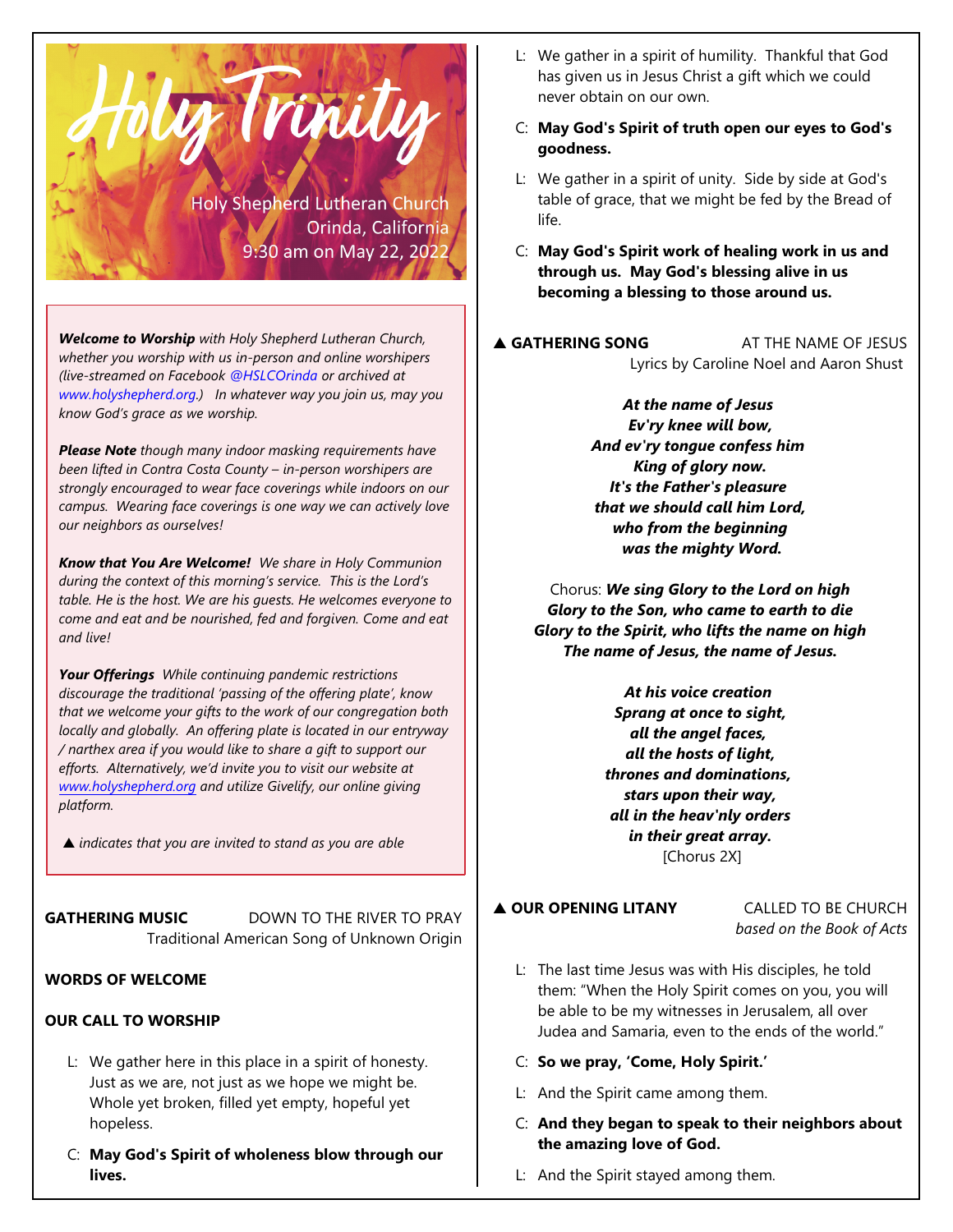# Holy Trinity

Holy Shepherd Lutheran Church
Orinda, California
9:30 am on May 22, 2022

***Welcome to Worship*** *with Holy Shepherd Lutheran Church, whether you worship with us in-person and online worshipers (live-streamed on Facebook @HSLCOrinda or archived at www.holyshepherd.org.) In whatever way you join us, may you know God's grace as we worship.*

***Please Note*** *though many indoor masking requirements have been lifted in Contra Costa County – in-person worshipers are strongly encouraged to wear face coverings while indoors on our campus. Wearing face coverings is one way we can actively love our neighbors as ourselves!*

***Know that You Are Welcome!*** *We share in Holy Communion during the context of this morning's service. This is the Lord's table. He is the host. We are his guests. He welcomes everyone to come and eat and be nourished, fed and forgiven. Come and eat and live!*

***Your Offerings*** *While continuing pandemic restrictions discourage the traditional 'passing of the offering plate', know that we welcome your gifts to the work of our congregation both locally and globally. An offering plate is located in our entryway / narthex area if you would like to share a gift to support our efforts. Alternatively, we'd invite you to visit our website at www.holyshepherd.org and utilize Givelify, our online giving platform.*

▲ *indicates that you are invited to stand as you are able*

**GATHERING MUSIC** DOWN TO THE RIVER TO PRAY
Traditional American Song of Unknown Origin

**WORDS OF WELCOME**

**OUR CALL TO WORSHIP**

L: We gather here in this place in a spirit of honesty. Just as we are, not just as we hope we might be. Whole yet broken, filled yet empty, hopeful yet hopeless.

C: **May God's Spirit of wholeness blow through our lives.**

L: We gather in a spirit of humility. Thankful that God has given us in Jesus Christ a gift which we could never obtain on our own.

C: **May God's Spirit of truth open our eyes to God's goodness.**

L: We gather in a spirit of unity. Side by side at God's table of grace, that we might be fed by the Bread of life.

C: **May God's Spirit work of healing work in us and through us. May God's blessing alive in us becoming a blessing to those around us.**

**▲ GATHERING SONG** AT THE NAME OF JESUS
Lyrics by Caroline Noel and Aaron Shust

***At the name of Jesus***
***Ev'ry knee will bow,***
***And ev'ry tongue confess him***
***King of glory now.***
***It's the Father's pleasure***
***that we should call him Lord,***
***who from the beginning***
***was the mighty Word.***

Chorus: ***We sing Glory to the Lord on high***
***Glory to the Son, who came to earth to die***
***Glory to the Spirit, who lifts the name on high***
***The name of Jesus, the name of Jesus.***

***At his voice creation***
***Sprang at once to sight,***
***all the angel faces,***
***all the hosts of light,***
***thrones and dominations,***
***stars upon their way,***
***all in the heav'nly orders***
***in their great array.***
[Chorus 2X]

**▲ OUR OPENING LITANY** CALLED TO BE CHURCH
*based on the Book of Acts*

L: The last time Jesus was with His disciples, he told them: "When the Holy Spirit comes on you, you will be able to be my witnesses in Jerusalem, all over Judea and Samaria, even to the ends of the world."

C: **So we pray, 'Come, Holy Spirit.'**

L: And the Spirit came among them.

C: **And they began to speak to their neighbors about the amazing love of God.**

L: And the Spirit stayed among them.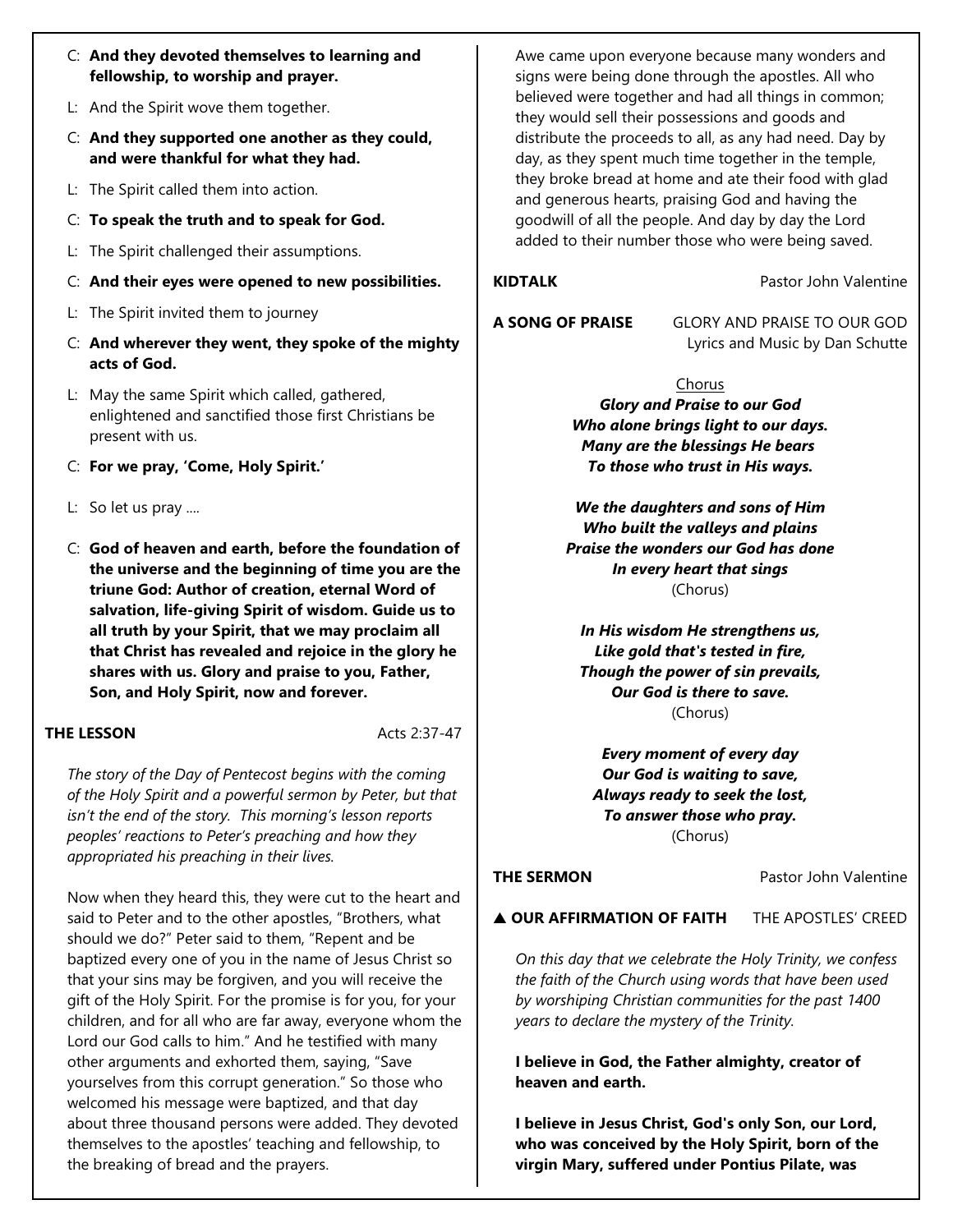C: **And they devoted themselves to learning and fellowship, to worship and prayer.**

L: And the Spirit wove them together.

C: **And they supported one another as they could, and were thankful for what they had.**

L: The Spirit called them into action.

C: **To speak the truth and to speak for God.**

L: The Spirit challenged their assumptions.

C: **And their eyes were opened to new possibilities.**

L: The Spirit invited them to journey

C: **And wherever they went, they spoke of the mighty acts of God.**

L: May the same Spirit which called, gathered, enlightened and sanctified those first Christians be present with us.

C: **For we pray, 'Come, Holy Spirit.'**

L: So let us pray ....

C: **God of heaven and earth, before the foundation of the universe and the beginning of time you are the triune God: Author of creation, eternal Word of salvation, life-giving Spirit of wisdom. Guide us to all truth by your Spirit, that we may proclaim all that Christ has revealed and rejoice in the glory he shares with us. Glory and praise to you, Father, Son, and Holy Spirit, now and forever.**

**THE LESSON** Acts 2:37-47

*The story of the Day of Pentecost begins with the coming of the Holy Spirit and a powerful sermon by Peter, but that isn't the end of the story. This morning's lesson reports peoples' reactions to Peter's preaching and how they appropriated his preaching in their lives.*

Now when they heard this, they were cut to the heart and said to Peter and to the other apostles, "Brothers, what should we do?" Peter said to them, "Repent and be baptized every one of you in the name of Jesus Christ so that your sins may be forgiven, and you will receive the gift of the Holy Spirit. For the promise is for you, for your children, and for all who are far away, everyone whom the Lord our God calls to him." And he testified with many other arguments and exhorted them, saying, "Save yourselves from this corrupt generation." So those who welcomed his message were baptized, and that day about three thousand persons were added. They devoted themselves to the apostles' teaching and fellowship, to the breaking of bread and the prayers.

Awe came upon everyone because many wonders and signs were being done through the apostles. All who believed were together and had all things in common; they would sell their possessions and goods and distribute the proceeds to all, as any had need. Day by day, as they spent much time together in the temple, they broke bread at home and ate their food with glad and generous hearts, praising God and having the goodwill of all the people. And day by day the Lord added to their number those who were being saved.

**KIDTALK** Pastor John Valentine

**A SONG OF PRAISE** GLORY AND PRAISE TO OUR GOD
Lyrics and Music by Dan Schutte

Chorus

***Glory and Praise to our God***
***Who alone brings light to our days.***
***Many are the blessings He bears***
***To those who trust in His ways.***

***We the daughters and sons of Him***
***Who built the valleys and plains***
***Praise the wonders our God has done***
***In every heart that sings***
(Chorus)

***In His wisdom He strengthens us,***
***Like gold that's tested in fire,***
***Though the power of sin prevails,***
***Our God is there to save.***
(Chorus)

***Every moment of every day***
***Our God is waiting to save,***
***Always ready to seek the lost,***
***To answer those who pray.***
(Chorus)

**THE SERMON** Pastor John Valentine

**▲ OUR AFFIRMATION OF FAITH** THE APOSTLES' CREED

*On this day that we celebrate the Holy Trinity, we confess the faith of the Church using words that have been used by worshiping Christian communities for the past 1400 years to declare the mystery of the Trinity.*

**I believe in God, the Father almighty, creator of heaven and earth.**

**I believe in Jesus Christ, God's only Son, our Lord, who was conceived by the Holy Spirit, born of the virgin Mary, suffered under Pontius Pilate, was**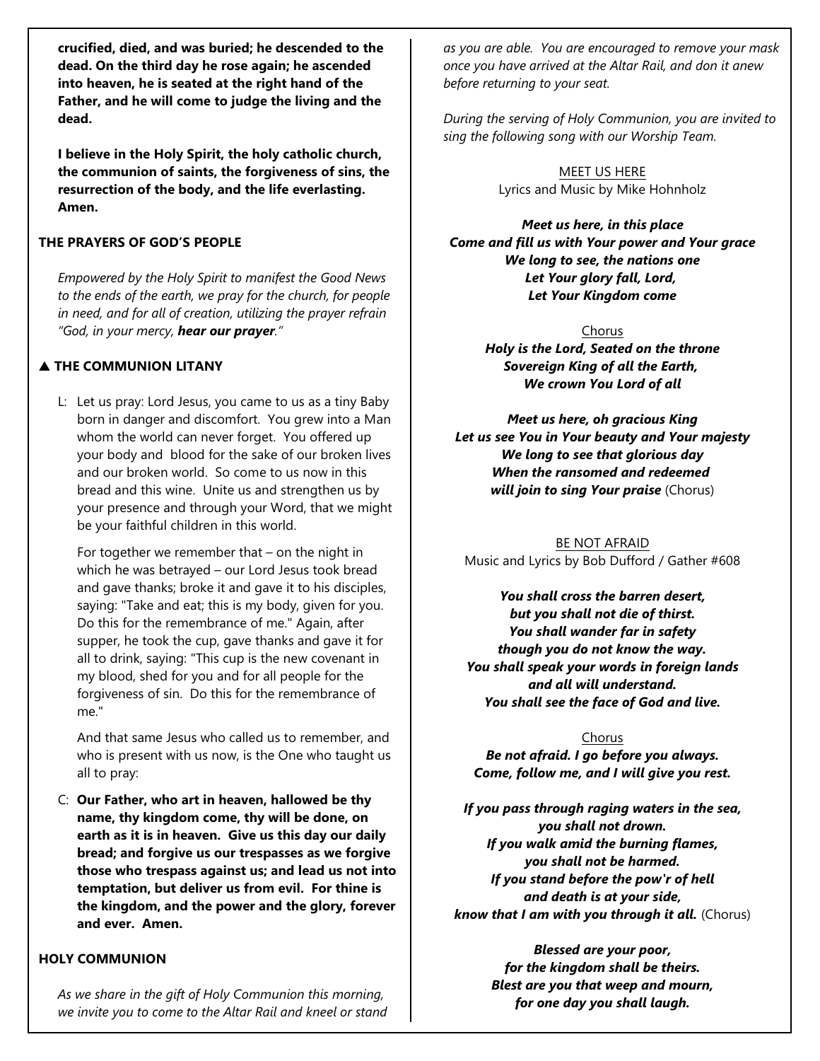**crucified, died, and was buried; he descended to the dead. On the third day he rose again; he ascended into heaven, he is seated at the right hand of the Father, and he will come to judge the living and the dead.**

**I believe in the Holy Spirit, the holy catholic church, the communion of saints, the forgiveness of sins, the resurrection of the body, and the life everlasting. Amen.**

**THE PRAYERS OF GOD'S PEOPLE**

*Empowered by the Holy Spirit to manifest the Good News to the ends of the earth, we pray for the church, for people in need, and for all of creation, utilizing the prayer refrain "God, in your mercy,* ***hear our prayer****."*

**▲ THE COMMUNION LITANY**

L: Let us pray: Lord Jesus, you came to us as a tiny Baby born in danger and discomfort. You grew into a Man whom the world can never forget. You offered up your body and blood for the sake of our broken lives and our broken world. So come to us now in this bread and this wine. Unite us and strengthen us by your presence and through your Word, that we might be your faithful children in this world.

For together we remember that – on the night in which he was betrayed – our Lord Jesus took bread and gave thanks; broke it and gave it to his disciples, saying: "Take and eat; this is my body, given for you. Do this for the remembrance of me." Again, after supper, he took the cup, gave thanks and gave it for all to drink, saying: "This cup is the new covenant in my blood, shed for you and for all people for the forgiveness of sin. Do this for the remembrance of me."

And that same Jesus who called us to remember, and who is present with us now, is the One who taught us all to pray:

C: **Our Father, who art in heaven, hallowed be thy name, thy kingdom come, thy will be done, on earth as it is in heaven. Give us this day our daily bread; and forgive us our trespasses as we forgive those who trespass against us; and lead us not into temptation, but deliver us from evil. For thine is the kingdom, and the power and the glory, forever and ever. Amen.**

**HOLY COMMUNION**

*As we share in the gift of Holy Communion this morning, we invite you to come to the Altar Rail and kneel or stand as you are able. You are encouraged to remove your mask once you have arrived at the Altar Rail, and don it anew before returning to your seat.*

*During the serving of Holy Communion, you are invited to sing the following song with our Worship Team.*

MEET US HERE
Lyrics and Music by Mike Hohnholz

***Meet us here, in this place***
***Come and fill us with Your power and Your grace***
***We long to see, the nations one***
***Let Your glory fall, Lord,***
***Let Your Kingdom come***

Chorus
***Holy is the Lord, Seated on the throne***
***Sovereign King of all the Earth,***
***We crown You Lord of all***

***Meet us here, oh gracious King***
***Let us see You in Your beauty and Your majesty***
***We long to see that glorious day***
***When the ransomed and redeemed***
***will join to sing Your praise*** (Chorus)

BE NOT AFRAID
Music and Lyrics by Bob Dufford / Gather #608

***You shall cross the barren desert,***
***but you shall not die of thirst.***
***You shall wander far in safety***
***though you do not know the way.***
***You shall speak your words in foreign lands***
***and all will understand.***
***You shall see the face of God and live.***

Chorus
***Be not afraid. I go before you always.***
***Come, follow me, and I will give you rest.***

***If you pass through raging waters in the sea,***
***you shall not drown.***
***If you walk amid the burning flames,***
***you shall not be harmed.***
***If you stand before the pow'r of hell***
***and death is at your side,***
***know that I am with you through it all.*** (Chorus)

***Blessed are your poor,***
***for the kingdom shall be theirs.***
***Blest are you that weep and mourn,***
***for one day you shall laugh.***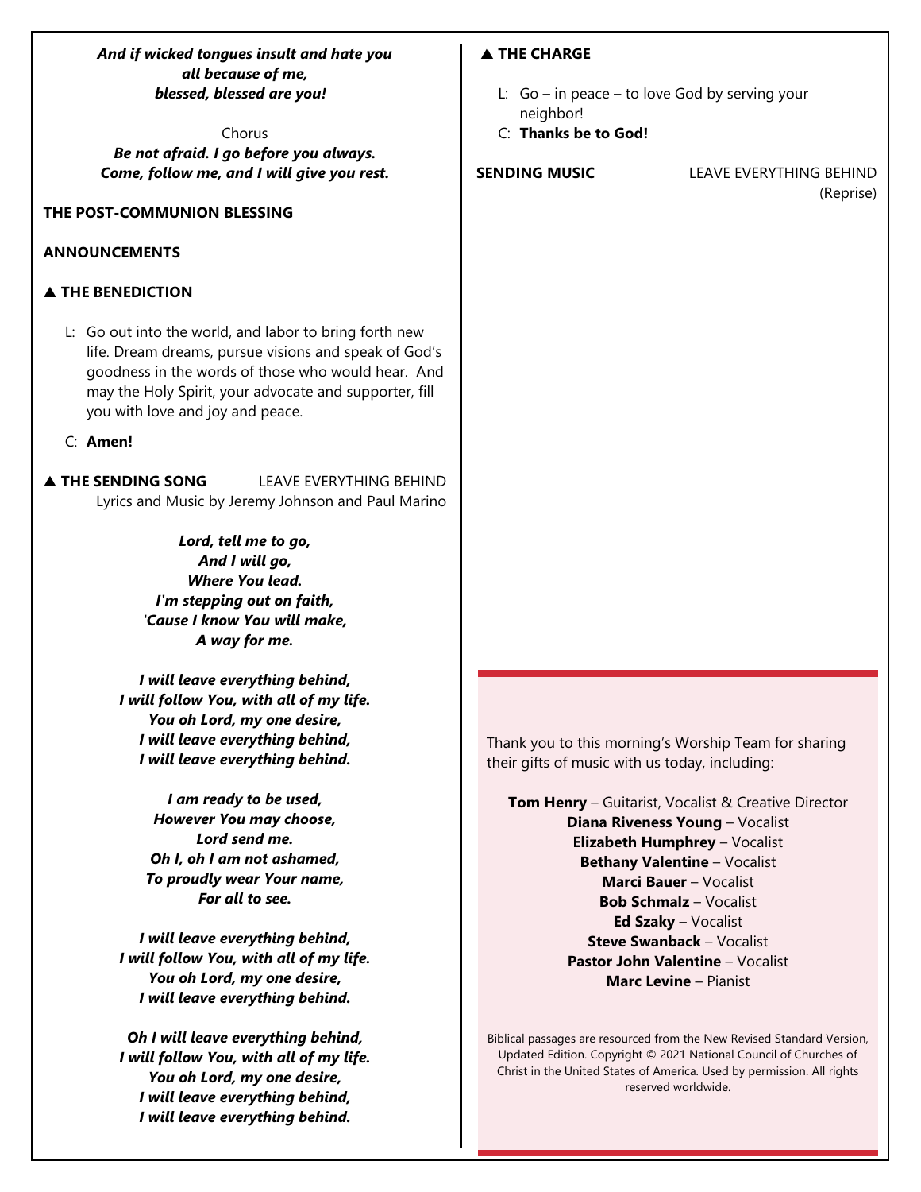***And if wicked tongues insult and hate you***
***all because of me,***
***blessed, blessed are you!***

Chorus
***Be not afraid. I go before you always.***
***Come, follow me, and I will give you rest.***

**THE POST-COMMUNION BLESSING**

**ANNOUNCEMENTS**

**▲ THE BENEDICTION**

L: Go out into the world, and labor to bring forth new life. Dream dreams, pursue visions and speak of God's goodness in the words of those who would hear. And may the Holy Spirit, your advocate and supporter, fill you with love and joy and peace.

C: **Amen!**

**▲ THE SENDING SONG** LEAVE EVERYTHING BEHIND
Lyrics and Music by Jeremy Johnson and Paul Marino

***Lord, tell me to go,***
***And I will go,***
***Where You lead.***
***I'm stepping out on faith,***
***'Cause I know You will make,***
***A way for me.***

***I will leave everything behind,***
***I will follow You, with all of my life.***
***You oh Lord, my one desire,***
***I will leave everything behind,***
***I will leave everything behind.***

***I am ready to be used,***
***However You may choose,***
***Lord send me.***
***Oh I, oh I am not ashamed,***
***To proudly wear Your name,***
***For all to see.***

***I will leave everything behind,***
***I will follow You, with all of my life.***
***You oh Lord, my one desire,***
***I will leave everything behind.***

***Oh I will leave everything behind,***
***I will follow You, with all of my life.***
***You oh Lord, my one desire,***
***I will leave everything behind,***
***I will leave everything behind.***

**▲ THE CHARGE**

L: Go – in peace – to love God by serving your neighbor!

C: **Thanks be to God!**

**SENDING MUSIC** LEAVE EVERYTHING BEHIND (Reprise)

Thank you to this morning's Worship Team for sharing their gifts of music with us today, including:

**Tom Henry** – Guitarist, Vocalist & Creative Director
**Diana Riveness Young** – Vocalist
**Elizabeth Humphrey** – Vocalist
**Bethany Valentine** – Vocalist
**Marci Bauer** – Vocalist
**Bob Schmalz** – Vocalist
**Ed Szaky** – Vocalist
**Steve Swanback** – Vocalist
**Pastor John Valentine** – Vocalist
**Marc Levine** – Pianist

Biblical passages are resourced from the New Revised Standard Version, Updated Edition. Copyright © 2021 National Council of Churches of Christ in the United States of America. Used by permission. All rights reserved worldwide.